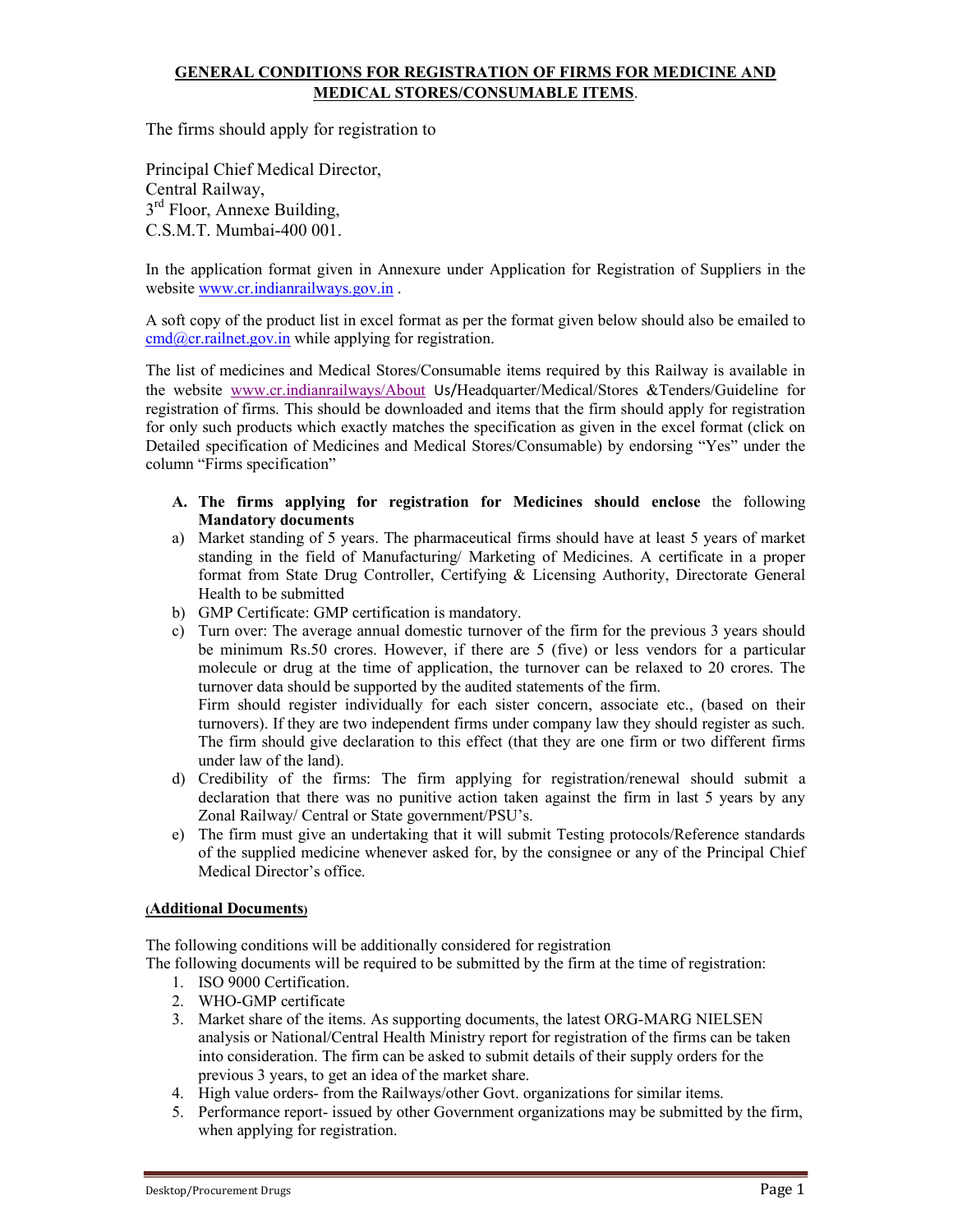# GENERAL CONDITIONS FOR REGISTRATION OF FIRMS FOR MEDICINE AND MEDICAL STORES/CONSUMABLE ITEMS.

The firms should apply for registration to

Principal Chief Medical Director,
Central Railway,
3rd Floor, Annexe Building,
C.S.M.T. Mumbai-400 001.

In the application format given in Annexure under Application for Registration of Suppliers in the website www.cr.indianrailways.gov.in .

A soft copy of the product list in excel format as per the format given below should also be emailed to cmd@cr.railnet.gov.in while applying for registration.

The list of medicines and Medical Stores/Consumable items required by this Railway is available in the website www.cr.indianrailways/About Us/Headquarter/Medical/Stores &Tenders/Guideline for registration of firms. This should be downloaded and items that the firm should apply for registration for only such products which exactly matches the specification as given in the excel format (click on Detailed specification of Medicines and Medical Stores/Consumable) by endorsing "Yes" under the column "Firms specification"

**A. The firms applying for registration for Medicines should enclose** the following **Mandatory documents**

a) Market standing of 5 years. The pharmaceutical firms should have at least 5 years of market standing in the field of Manufacturing/ Marketing of Medicines. A certificate in a proper format from State Drug Controller, Certifying & Licensing Authority, Directorate General Health to be submitted
b) GMP Certificate: GMP certification is mandatory.
c) Turn over: The average annual domestic turnover of the firm for the previous 3 years should be minimum Rs.50 crores. However, if there are 5 (five) or less vendors for a particular molecule or drug at the time of application, the turnover can be relaxed to 20 crores. The turnover data should be supported by the audited statements of the firm.
   Firm should register individually for each sister concern, associate etc., (based on their turnovers). If they are two independent firms under company law they should register as such. The firm should give declaration to this effect (that they are one firm or two different firms under law of the land).
d) Credibility of the firms: The firm applying for registration/renewal should submit a declaration that there was no punitive action taken against the firm in last 5 years by any Zonal Railway/ Central or State government/PSU's.
e) The firm must give an undertaking that it will submit Testing protocols/Reference standards of the supplied medicine whenever asked for, by the consignee or any of the Principal Chief Medical Director's office.

**(Additional Documents)**

The following conditions will be additionally considered for registration
The following documents will be required to be submitted by the firm at the time of registration:

1. ISO 9000 Certification.
2. WHO-GMP certificate
3. Market share of the items. As supporting documents, the latest ORG-MARG NIELSEN analysis or National/Central Health Ministry report for registration of the firms can be taken into consideration. The firm can be asked to submit details of their supply orders for the previous 3 years, to get an idea of the market share.
4. High value orders- from the Railways/other Govt. organizations for similar items.
5. Performance report- issued by other Government organizations may be submitted by the firm, when applying for registration.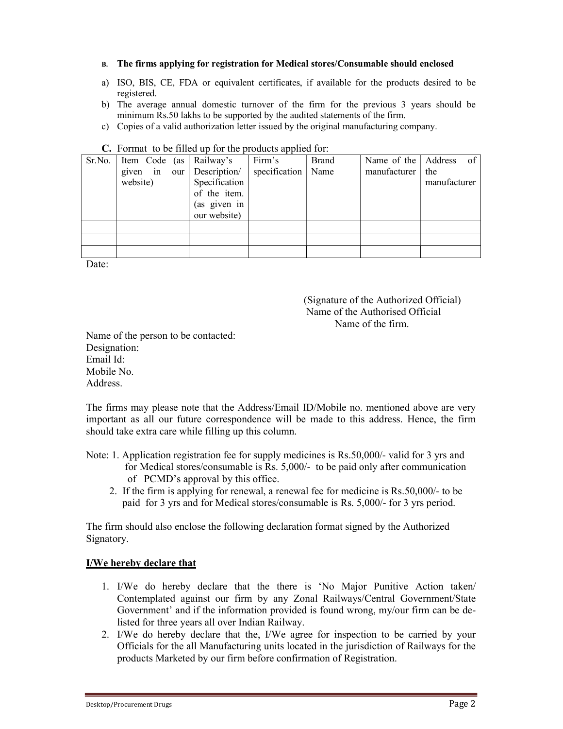**B. The firms applying for registration for Medical stores/Consumable should enclosed**

a) ISO, BIS, CE, FDA or equivalent certificates, if available for the products desired to be registered.
b) The average annual domestic turnover of the firm for the previous 3 years should be minimum Rs.50 lakhs to be supported by the audited statements of the firm.
c) Copies of a valid authorization letter issued by the original manufacturing company.

**C.** Format to be filled up for the products applied for:

| Sr.No. | Item Code (as given in our website) | Railway's Description/ Specification of the item. (as given in our website) | Firm's specification | Brand Name | Name of the manufacturer | Address of the manufacturer |
|---|---|---|---|---|---|---|
| | | | | | | |
| | | | | | | |
| | | | | | | |

Date:

(Signature of the Authorized Official)
Name of the Authorised Official
Name of the firm.

Name of the person to be contacted:
Designation:
Email Id:
Mobile No.
Address.

The firms may please note that the Address/Email ID/Mobile no. mentioned above are very important as all our future correspondence will be made to this address. Hence, the firm should take extra care while filling up this column.

Note: 1. Application registration fee for supply medicines is Rs.50,000/- valid for 3 yrs and for Medical stores/consumable is Rs. 5,000/- to be paid only after communication of PCMD's approval by this office.
2. If the firm is applying for renewal, a renewal fee for medicine is Rs.50,000/- to be paid for 3 yrs and for Medical stores/consumable is Rs. 5,000/- for 3 yrs period.

The firm should also enclose the following declaration format signed by the Authorized Signatory.

**I/We hereby declare that**

1. I/We do hereby declare that the there is 'No Major Punitive Action taken/ Contemplated against our firm by any Zonal Railways/Central Government/State Government' and if the information provided is found wrong, my/our firm can be de-listed for three years all over Indian Railway.
2. I/We do hereby declare that the, I/We agree for inspection to be carried by your Officials for the all Manufacturing units located in the jurisdiction of Railways for the products Marketed by our firm before confirmation of Registration.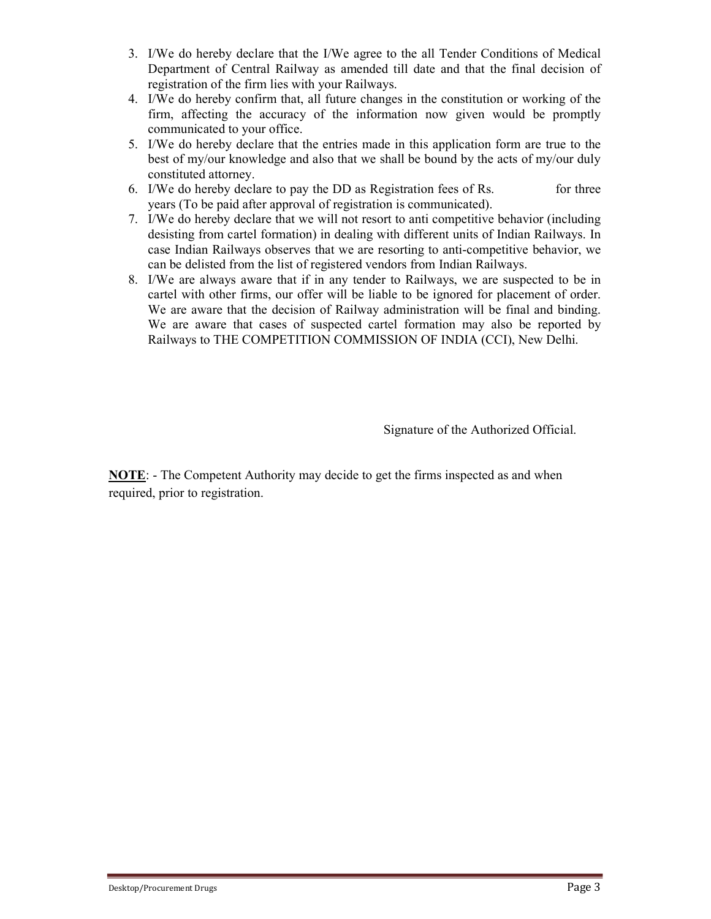3. I/We do hereby declare that the I/We agree to the all Tender Conditions of Medical Department of Central Railway as amended till date and that the final decision of registration of the firm lies with your Railways.
4. I/We do hereby confirm that, all future changes in the constitution or working of the firm, affecting the accuracy of the information now given would be promptly communicated to your office.
5. I/We do hereby declare that the entries made in this application form are true to the best of my/our knowledge and also that we shall be bound by the acts of my/our duly constituted attorney.
6. I/We do hereby declare to pay the DD as Registration fees of Rs.                for three years (To be paid after approval of registration is communicated).
7. I/We do hereby declare that we will not resort to anti competitive behavior (including desisting from cartel formation) in dealing with different units of Indian Railways. In case Indian Railways observes that we are resorting to anti-competitive behavior, we can be delisted from the list of registered vendors from Indian Railways.
8. I/We are always aware that if in any tender to Railways, we are suspected to be in cartel with other firms, our offer will be liable to be ignored for placement of order. We are aware that the decision of Railway administration will be final and binding. We are aware that cases of suspected cartel formation may also be reported by Railways to THE COMPETITION COMMISSION OF INDIA (CCI), New Delhi.

Signature of the Authorized Official.

**NOTE**: - The Competent Authority may decide to get the firms inspected as and when required, prior to registration.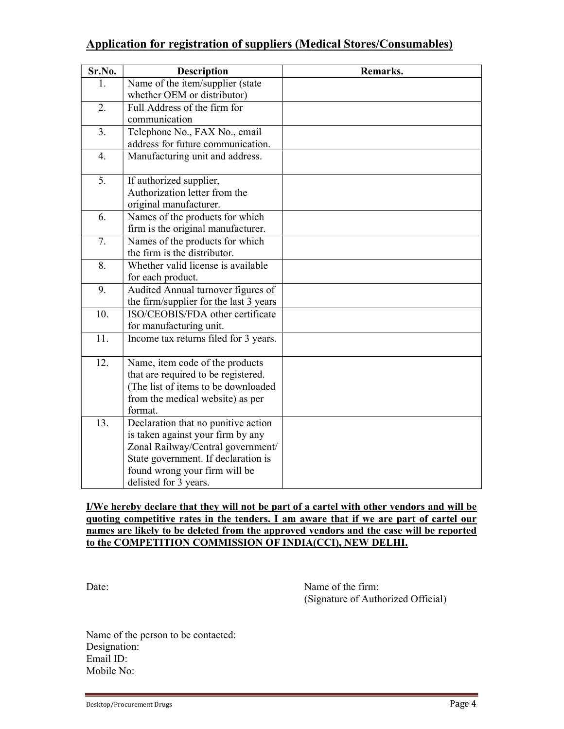## Application for registration of suppliers (Medical Stores/Consumables)

| Sr.No. | Description | Remarks. |
| --- | --- | --- |
| 1. | Name of the item/supplier (state whether OEM or distributor) | |
| 2. | Full Address of the firm for communication | |
| 3. | Telephone No., FAX No., email address for future communication. | |
| 4. | Manufacturing unit and address. | |
| 5. | If authorized supplier, Authorization letter from the original manufacturer. | |
| 6. | Names of the products for which firm is the original manufacturer. | |
| 7. | Names of the products for which the firm is the distributor. | |
| 8. | Whether valid license is available for each product. | |
| 9. | Audited Annual turnover figures of the firm/supplier for the last 3 years | |
| 10. | ISO/CEOBIS/FDA other certificate for manufacturing unit. | |
| 11. | Income tax returns filed for 3 years. | |
| 12. | Name, item code of the products that are required to be registered. (The list of items to be downloaded from the medical website) as per format. | |
| 13. | Declaration that no punitive action is taken against your firm by any Zonal Railway/Central government/ State government. If declaration is found wrong your firm will be delisted for 3 years. | |

**I/We hereby declare that they will not be part of a cartel with other vendors and will be quoting competitive rates in the tenders. I am aware that if we are part of cartel our names are likely to be deleted from the approved vendors and the case will be reported to the COMPETITION COMMISSION OF INDIA(CCI), NEW DELHI.**

Date:

Name of the firm:
(Signature of Authorized Official)

Name of the person to be contacted:
Designation:
Email ID:
Mobile No: